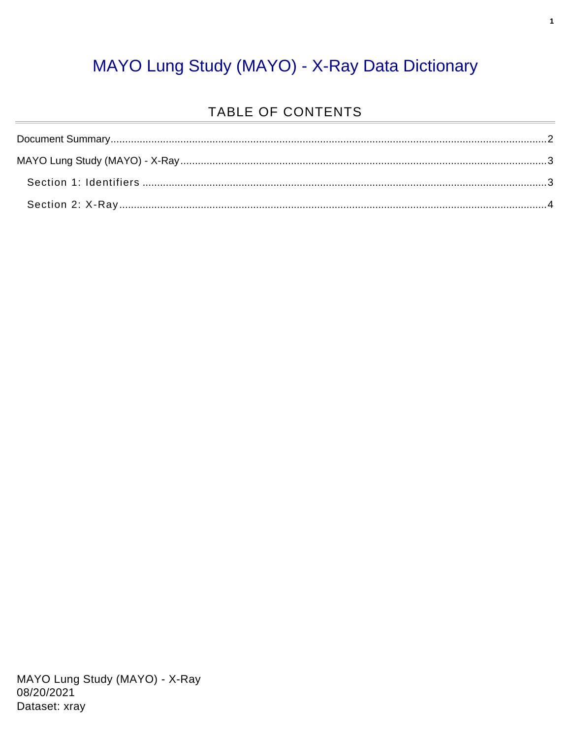# MAYO Lung Study (MAYO) - X-Ray Data Dictionary

## TABLE OF CONTENTS

Document Summary.....2

MAYO Lung Study (MAYO) - X-Ray.....3

- Section 1: Identifiers.....3
- Section 2: X-Ray.....4

MAYO Lung Study (MAYO) - X-Ray
08/20/2021
Dataset: xray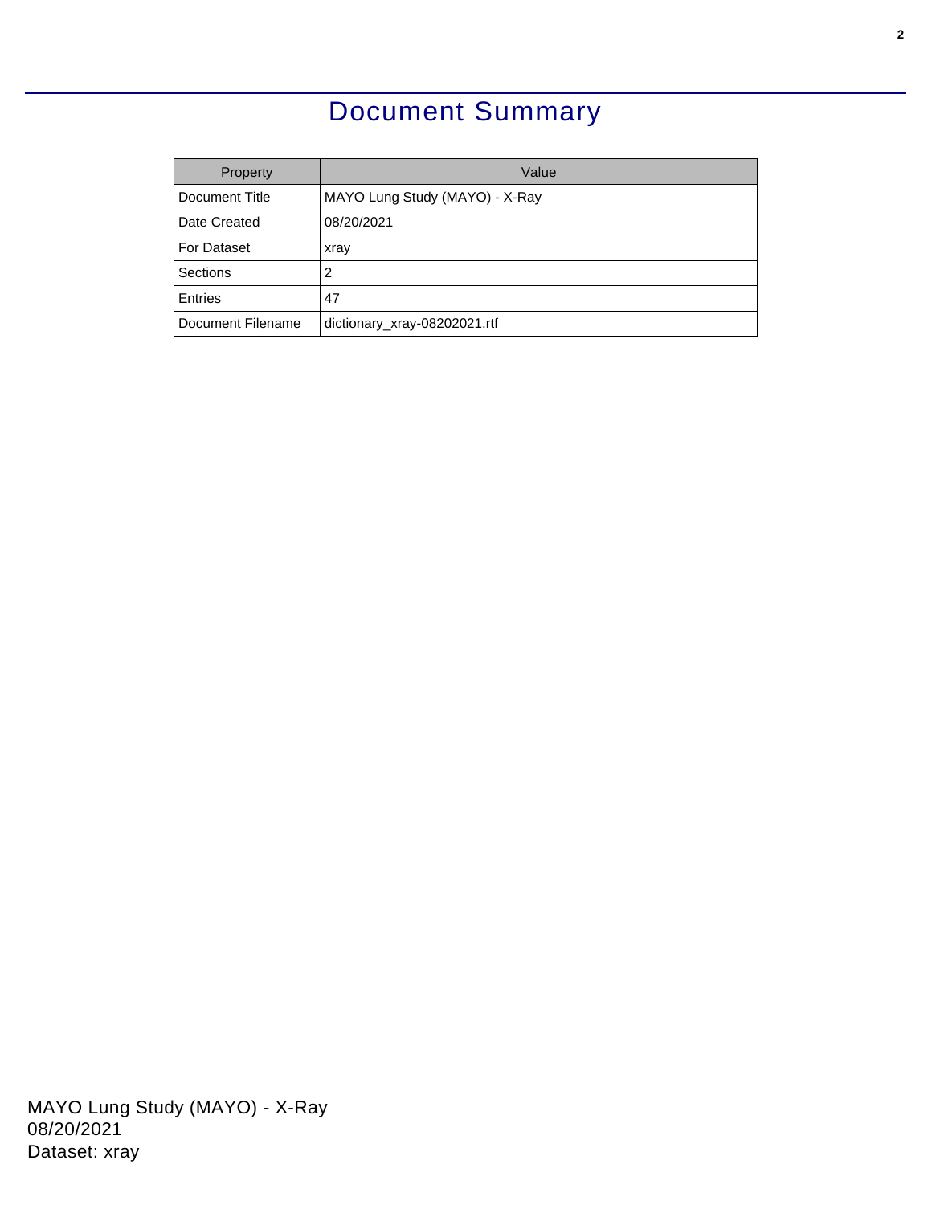# Document Summary

| Property | Value |
|---|---|
| Document Title | MAYO Lung Study (MAYO) - X-Ray |
| Date Created | 08/20/2021 |
| For Dataset | xray |
| Sections | 2 |
| Entries | 47 |
| Document Filename | dictionary_xray-08202021.rtf |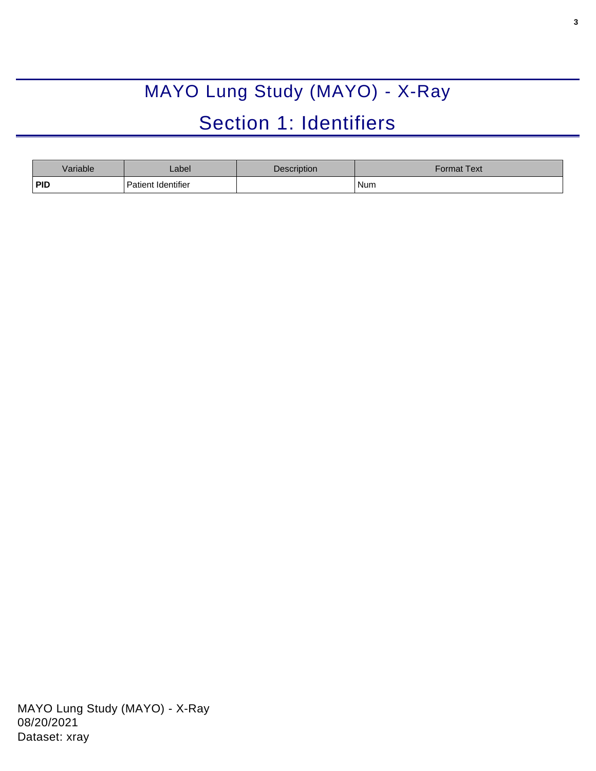# MAYO Lung Study (MAYO) - X-Ray

## Section 1: Identifiers

| Variable | Label | Description | Format Text |
|---|---|---|---|
| **PID** | Patient Identifier | | Num |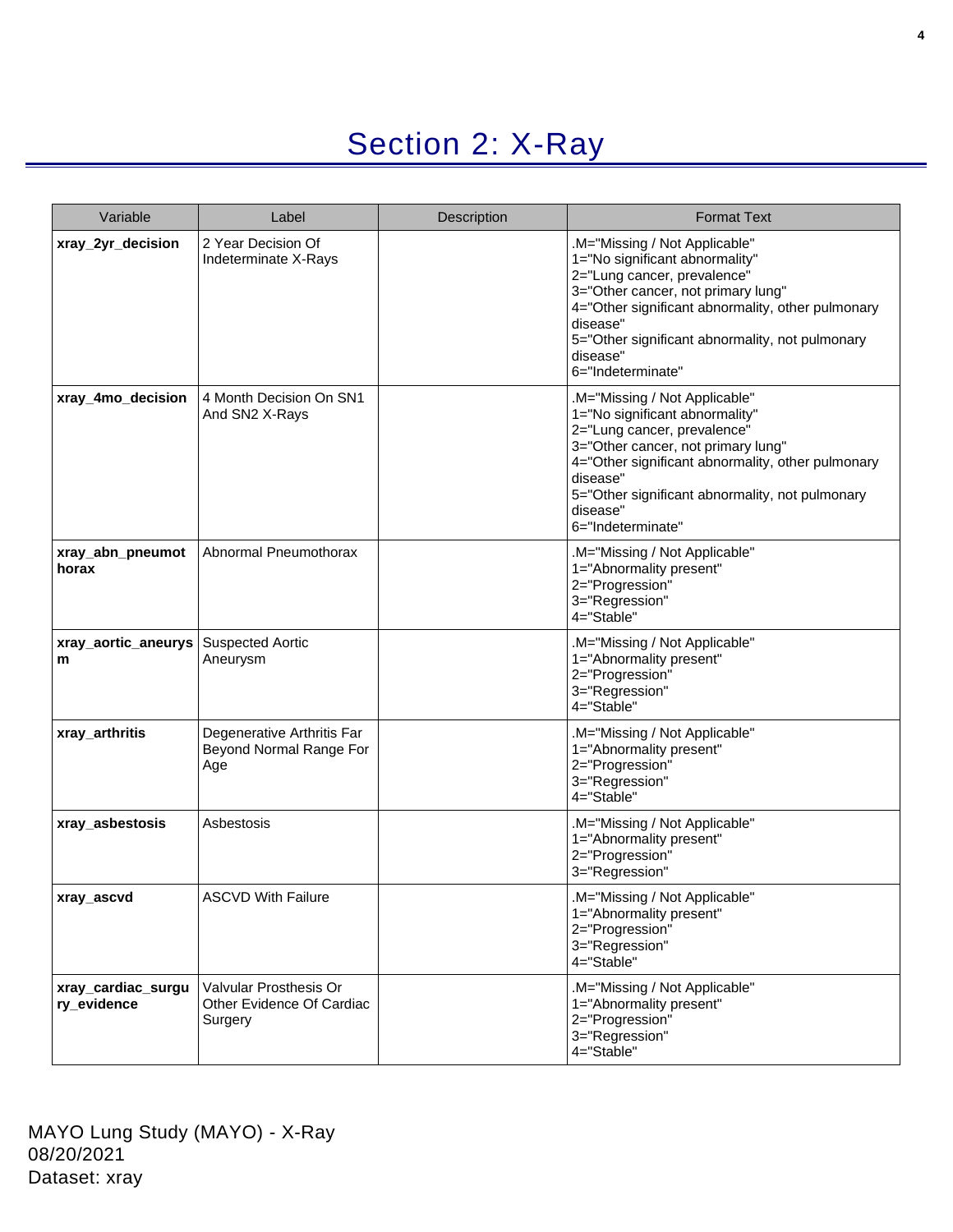# Section 2: X-Ray

| Variable | Label | Description | Format Text |
|---|---|---|---|
| **xray_2yr_decision** | 2 Year Decision Of Indeterminate X-Rays | | .M="Missing / Not Applicable"<br>1="No significant abnormality"<br>2="Lung cancer, prevalence"<br>3="Other cancer, not primary lung"<br>4="Other significant abnormality, other pulmonary disease"<br>5="Other significant abnormality, not pulmonary disease"<br>6="Indeterminate" |
| **xray_4mo_decision** | 4 Month Decision On SN1 And SN2 X-Rays | | .M="Missing / Not Applicable"<br>1="No significant abnormality"<br>2="Lung cancer, prevalence"<br>3="Other cancer, not primary lung"<br>4="Other significant abnormality, other pulmonary disease"<br>5="Other significant abnormality, not pulmonary disease"<br>6="Indeterminate" |
| **xray_abn_pneumothorax** | Abnormal Pneumothorax | | .M="Missing / Not Applicable"<br>1="Abnormality present"<br>2="Progression"<br>3="Regression"<br>4="Stable" |
| **xray_aortic_aneurysm** | Suspected Aortic Aneurysm | | .M="Missing / Not Applicable"<br>1="Abnormality present"<br>2="Progression"<br>3="Regression"<br>4="Stable" |
| **xray_arthritis** | Degenerative Arthritis Far Beyond Normal Range For Age | | .M="Missing / Not Applicable"<br>1="Abnormality present"<br>2="Progression"<br>3="Regression"<br>4="Stable" |
| **xray_asbestosis** | Asbestosis | | .M="Missing / Not Applicable"<br>1="Abnormality present"<br>2="Progression"<br>3="Regression" |
| **xray_ascvd** | ASCVD With Failure | | .M="Missing / Not Applicable"<br>1="Abnormality present"<br>2="Progression"<br>3="Regression"<br>4="Stable" |
| **xray_cardiac_surgury_evidence** | Valvular Prosthesis Or Other Evidence Of Cardiac Surgery | | .M="Missing / Not Applicable"<br>1="Abnormality present"<br>2="Progression"<br>3="Regression"<br>4="Stable" |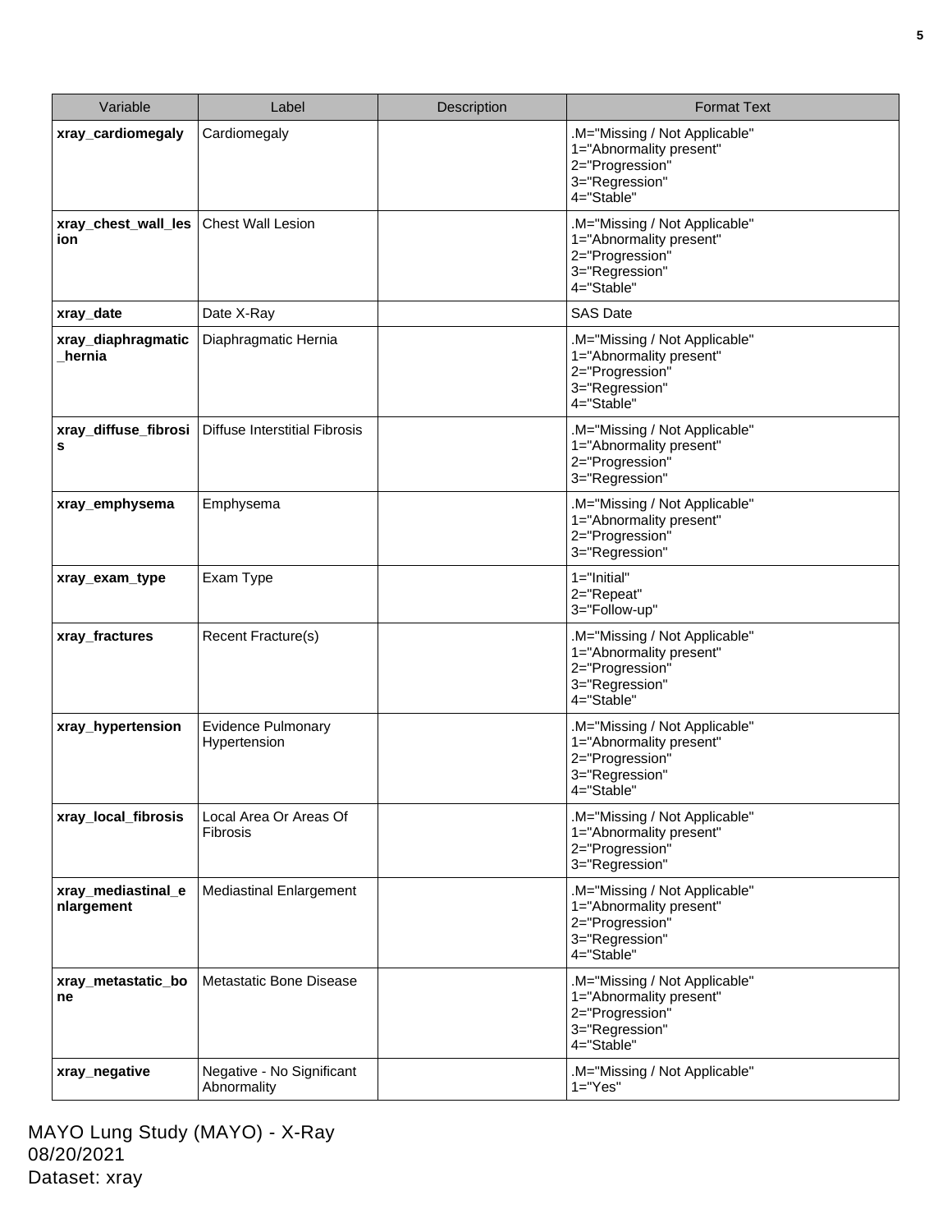| Variable | Label | Description | Format Text |
|---|---|---|---|
| **xray_cardiomegaly** | Cardiomegaly | | .M="Missing / Not Applicable"<br>1="Abnormality present"<br>2="Progression"<br>3="Regression"<br>4="Stable" |
| **xray_chest_wall_lesion** | Chest Wall Lesion | | .M="Missing / Not Applicable"<br>1="Abnormality present"<br>2="Progression"<br>3="Regression"<br>4="Stable" |
| **xray_date** | Date X-Ray | | SAS Date |
| **xray_diaphragmatic_hernia** | Diaphragmatic Hernia | | .M="Missing / Not Applicable"<br>1="Abnormality present"<br>2="Progression"<br>3="Regression"<br>4="Stable" |
| **xray_diffuse_fibrosis** | Diffuse Interstitial Fibrosis | | .M="Missing / Not Applicable"<br>1="Abnormality present"<br>2="Progression"<br>3="Regression" |
| **xray_emphysema** | Emphysema | | .M="Missing / Not Applicable"<br>1="Abnormality present"<br>2="Progression"<br>3="Regression" |
| **xray_exam_type** | Exam Type | | 1="Initial"<br>2="Repeat"<br>3="Follow-up" |
| **xray_fractures** | Recent Fracture(s) | | .M="Missing / Not Applicable"<br>1="Abnormality present"<br>2="Progression"<br>3="Regression"<br>4="Stable" |
| **xray_hypertension** | Evidence Pulmonary Hypertension | | .M="Missing / Not Applicable"<br>1="Abnormality present"<br>2="Progression"<br>3="Regression"<br>4="Stable" |
| **xray_local_fibrosis** | Local Area Or Areas Of Fibrosis | | .M="Missing / Not Applicable"<br>1="Abnormality present"<br>2="Progression"<br>3="Regression" |
| **xray_mediastinal_enlargement** | Mediastinal Enlargement | | .M="Missing / Not Applicable"<br>1="Abnormality present"<br>2="Progression"<br>3="Regression"<br>4="Stable" |
| **xray_metastatic_bone** | Metastatic Bone Disease | | .M="Missing / Not Applicable"<br>1="Abnormality present"<br>2="Progression"<br>3="Regression"<br>4="Stable" |
| **xray_negative** | Negative - No Significant Abnormality | | .M="Missing / Not Applicable"<br>1="Yes" |

MAYO Lung Study (MAYO) - X-Ray
08/20/2021
Dataset: xray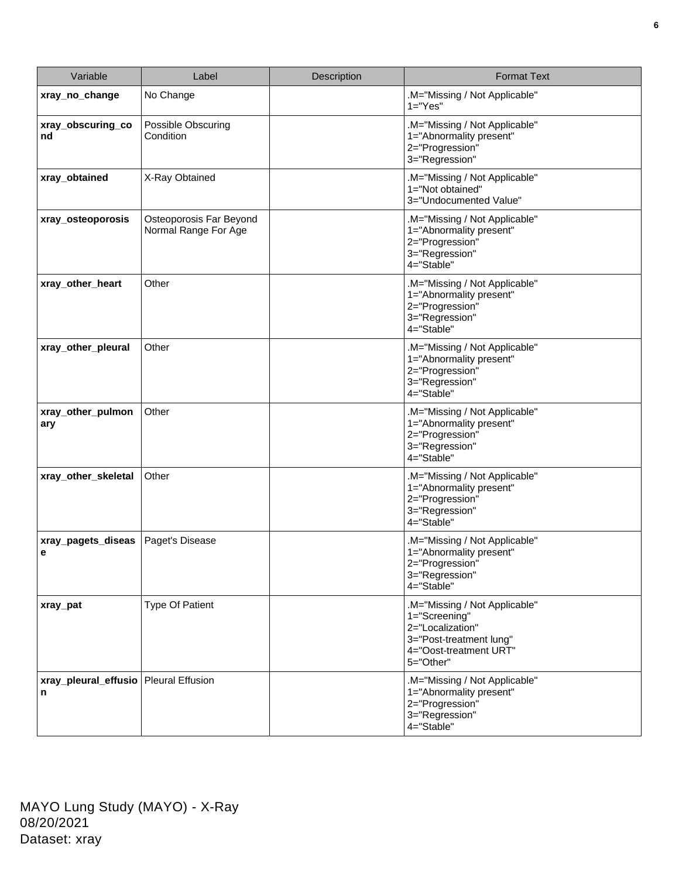| Variable | Label | Description | Format Text |
|---|---|---|---|
| **xray_no_change** | No Change | | .M="Missing / Not Applicable"<br>1="Yes" |
| **xray_obscuring_cond** | Possible Obscuring Condition | | .M="Missing / Not Applicable"<br>1="Abnormality present"<br>2="Progression"<br>3="Regression" |
| **xray_obtained** | X-Ray Obtained | | .M="Missing / Not Applicable"<br>1="Not obtained"<br>3="Undocumented Value" |
| **xray_osteoporosis** | Osteoporosis Far Beyond Normal Range For Age | | .M="Missing / Not Applicable"<br>1="Abnormality present"<br>2="Progression"<br>3="Regression"<br>4="Stable" |
| **xray_other_heart** | Other | | .M="Missing / Not Applicable"<br>1="Abnormality present"<br>2="Progression"<br>3="Regression"<br>4="Stable" |
| **xray_other_pleural** | Other | | .M="Missing / Not Applicable"<br>1="Abnormality present"<br>2="Progression"<br>3="Regression"<br>4="Stable" |
| **xray_other_pulmonary** | Other | | .M="Missing / Not Applicable"<br>1="Abnormality present"<br>2="Progression"<br>3="Regression"<br>4="Stable" |
| **xray_other_skeletal** | Other | | .M="Missing / Not Applicable"<br>1="Abnormality present"<br>2="Progression"<br>3="Regression"<br>4="Stable" |
| **xray_pagets_disease** | Paget's Disease | | .M="Missing / Not Applicable"<br>1="Abnormality present"<br>2="Progression"<br>3="Regression"<br>4="Stable" |
| **xray_pat** | Type Of Patient | | .M="Missing / Not Applicable"<br>1="Screening"<br>2="Localization"<br>3="Post-treatment lung"<br>4="Oost-treatment URT"<br>5="Other" |
| **xray_pleural_effusion** | Pleural Effusion | | .M="Missing / Not Applicable"<br>1="Abnormality present"<br>2="Progression"<br>3="Regression"<br>4="Stable" |

MAYO Lung Study (MAYO) - X-Ray
08/20/2021
Dataset: xray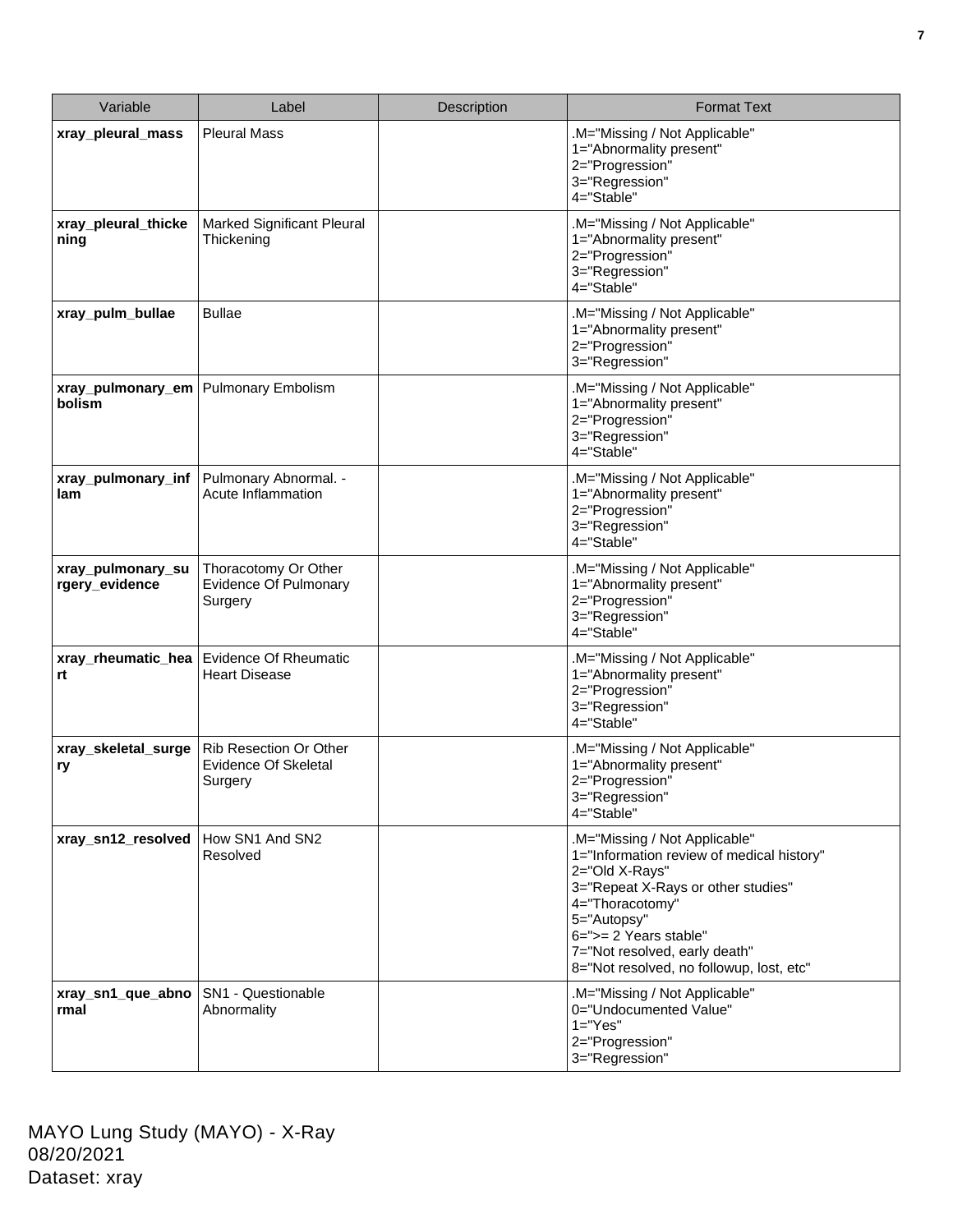| Variable | Label | Description | Format Text |
| --- | --- | --- | --- |
| **xray_pleural_mass** | Pleural Mass | | .M="Missing / Not Applicable"<br>1="Abnormality present"<br>2="Progression"<br>3="Regression"<br>4="Stable" |
| **xray_pleural_thickening** | Marked Significant Pleural Thickening | | .M="Missing / Not Applicable"<br>1="Abnormality present"<br>2="Progression"<br>3="Regression"<br>4="Stable" |
| **xray_pulm_bullae** | Bullae | | .M="Missing / Not Applicable"<br>1="Abnormality present"<br>2="Progression"<br>3="Regression" |
| **xray_pulmonary_embolism** | Pulmonary Embolism | | .M="Missing / Not Applicable"<br>1="Abnormality present"<br>2="Progression"<br>3="Regression"<br>4="Stable" |
| **xray_pulmonary_inflam** | Pulmonary Abnormal. - Acute Inflammation | | .M="Missing / Not Applicable"<br>1="Abnormality present"<br>2="Progression"<br>3="Regression"<br>4="Stable" |
| **xray_pulmonary_surgery_evidence** | Thoracotomy Or Other Evidence Of Pulmonary Surgery | | .M="Missing / Not Applicable"<br>1="Abnormality present"<br>2="Progression"<br>3="Regression"<br>4="Stable" |
| **xray_rheumatic_heart** | Evidence Of Rheumatic Heart Disease | | .M="Missing / Not Applicable"<br>1="Abnormality present"<br>2="Progression"<br>3="Regression"<br>4="Stable" |
| **xray_skeletal_surgery** | Rib Resection Or Other Evidence Of Skeletal Surgery | | .M="Missing / Not Applicable"<br>1="Abnormality present"<br>2="Progression"<br>3="Regression"<br>4="Stable" |
| **xray_sn12_resolved** | How SN1 And SN2 Resolved | | .M="Missing / Not Applicable"<br>1="Information review of medical history"<br>2="Old X-Rays"<br>3="Repeat X-Rays or other studies"<br>4="Thoracotomy"<br>5="Autopsy"<br>6=">= 2 Years stable"<br>7="Not resolved, early death"<br>8="Not resolved, no followup, lost, etc" |
| **xray_sn1_que_abnormal** | SN1 - Questionable Abnormality | | .M="Missing / Not Applicable"<br>0="Undocumented Value"<br>1="Yes"<br>2="Progression"<br>3="Regression" |

MAYO Lung Study (MAYO) - X-Ray
08/20/2021
Dataset: xray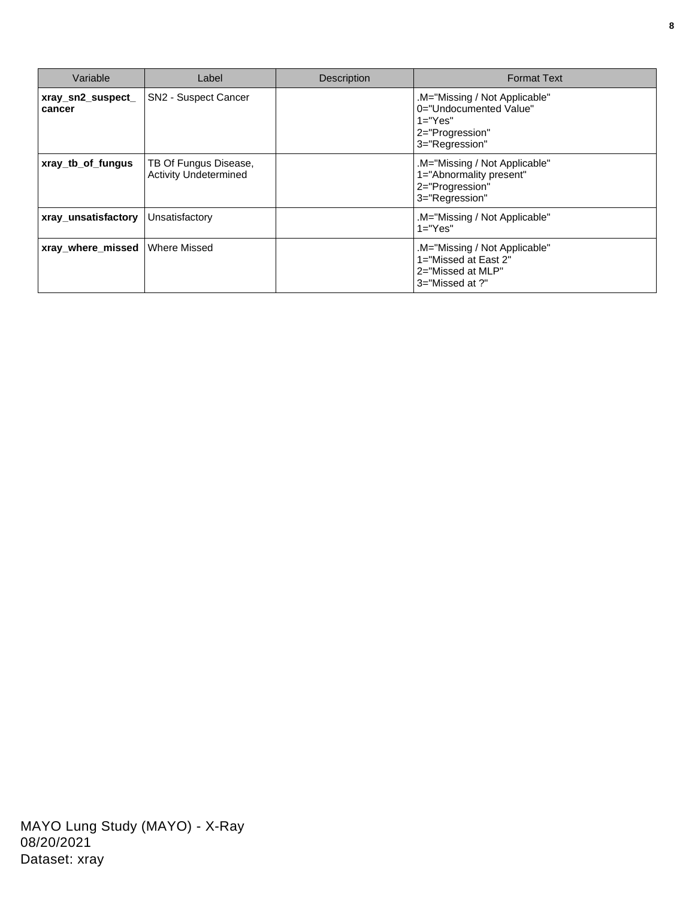| Variable | Label | Description | Format Text |
|---|---|---|---|
| **xray_sn2_suspect_cancer** | SN2 - Suspect Cancer | | .M="Missing / Not Applicable"<br>0="Undocumented Value"<br>1="Yes"<br>2="Progression"<br>3="Regression" |
| **xray_tb_of_fungus** | TB Of Fungus Disease, Activity Undetermined | | .M="Missing / Not Applicable"<br>1="Abnormality present"<br>2="Progression"<br>3="Regression" |
| **xray_unsatisfactory** | Unsatisfactory | | .M="Missing / Not Applicable"<br>1="Yes" |
| **xray_where_missed** | Where Missed | | .M="Missing / Not Applicable"<br>1="Missed at East 2"<br>2="Missed at MLP"<br>3="Missed at ?" |